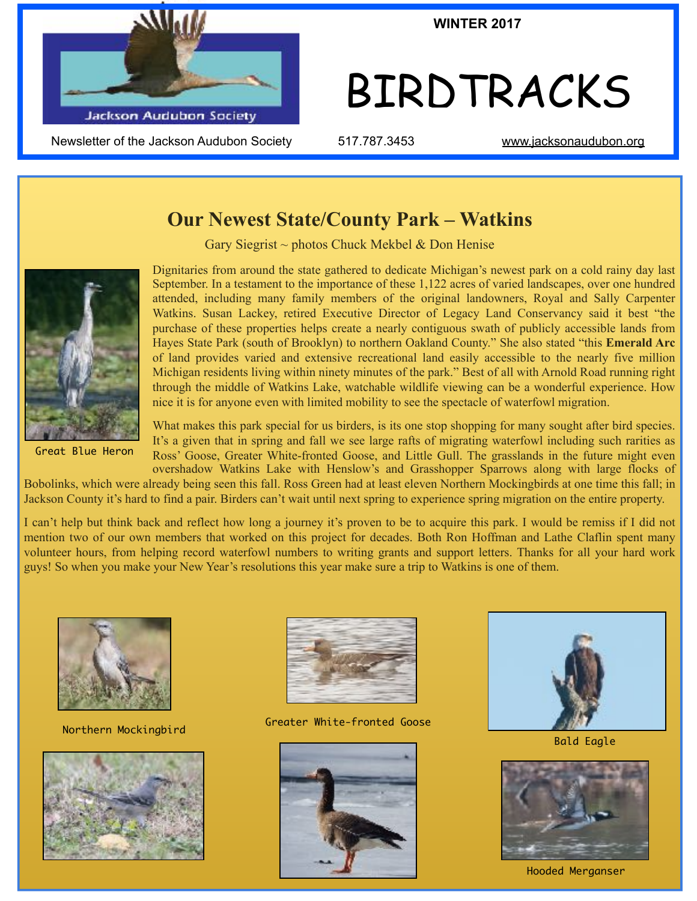WINTER 2017

# BIRDTRACKS

Newsletter of the Jackson Audubon Society    517.787.3453    www.jacksonaudubon.org

## Our Newest State/County Park – Watkins

Gary Siegrist ~ photos Chuck Mekbel & Don Henise

Great Blue Heron

Dignitaries from around the state gathered to dedicate Michigan's newest park on a cold rainy day last September. In a testament to the importance of these 1,122 acres of varied landscapes, over one hundred attended, including many family members of the original landowners, Royal and Sally Carpenter Watkins. Susan Lackey, retired Executive Director of Legacy Land Conservancy said it best "the purchase of these properties helps create a nearly contiguous swath of publicly accessible lands from Hayes State Park (south of Brooklyn) to northern Oakland County." She also stated "this **Emerald Arc** of land provides varied and extensive recreational land easily accessible to the nearly five million Michigan residents living within ninety minutes of the park." Best of all with Arnold Road running right through the middle of Watkins Lake, watchable wildlife viewing can be a wonderful experience. How nice it is for anyone even with limited mobility to see the spectacle of waterfowl migration.

What makes this park special for us birders, is its one stop shopping for many sought after bird species. It's a given that in spring and fall we see large rafts of migrating waterfowl including such rarities as Ross' Goose, Greater White-fronted Goose, and Little Gull. The grasslands in the future might even overshadow Watkins Lake with Henslow's and Grasshopper Sparrows along with large flocks of Bobolinks, which were already being seen this fall. Ross Green had at least eleven Northern Mockingbirds at one time this fall; in Jackson County it's hard to find a pair. Birders can't wait until next spring to experience spring migration on the entire property.

I can't help but think back and reflect how long a journey it's proven to be to acquire this park. I would be remiss if I did not mention two of our own members that worked on this project for decades. Both Ron Hoffman and Lathe Claflin spent many volunteer hours, from helping record waterfowl numbers to writing grants and support letters. Thanks for all your hard work guys! So when you make your New Year's resolutions this year make sure a trip to Watkins is one of them.

Northern Mockingbird

Greater White-fronted Goose

Bald Eagle

Hooded Merganser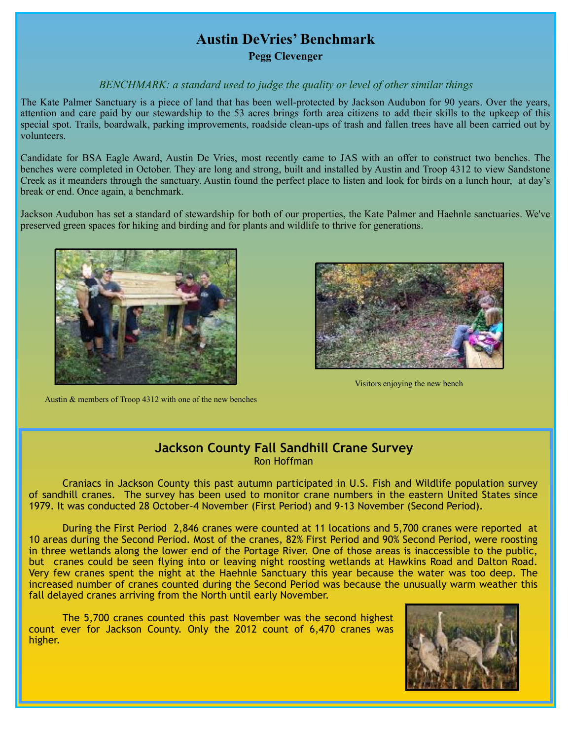# Austin DeVries' Benchmark

**Pegg Clevenger**

*BENCHMARK: a standard used to judge the quality or level of other similar things*

The Kate Palmer Sanctuary is a piece of land that has been well-protected by Jackson Audubon for 90 years. Over the years, attention and care paid by our stewardship to the 53 acres brings forth area citizens to add their skills to the upkeep of this special spot. Trails, boardwalk, parking improvements, roadside clean-ups of trash and fallen trees have all been carried out by volunteers.

Candidate for BSA Eagle Award, Austin De Vries, most recently came to JAS with an offer to construct two benches. The benches were completed in October. They are long and strong, built and installed by Austin and Troop 4312 to view Sandstone Creek as it meanders through the sanctuary. Austin found the perfect place to listen and look for birds on a lunch hour, at day's break or end. Once again, a benchmark.

Jackson Audubon has set a standard of stewardship for both of our properties, the Kate Palmer and Haehnle sanctuaries. We've preserved green spaces for hiking and birding and for plants and wildlife to thrive for generations.

Austin & members of Troop 4312 with one of the new benches

Visitors enjoying the new bench

## Jackson County Fall Sandhill Crane Survey

Ron Hoffman

Craniacs in Jackson County this past autumn participated in U.S. Fish and Wildlife population survey of sandhill cranes. The survey has been used to monitor crane numbers in the eastern United States since 1979. It was conducted 28 October-4 November (First Period) and 9-13 November (Second Period).

During the First Period 2,846 cranes were counted at 11 locations and 5,700 cranes were reported at 10 areas during the Second Period. Most of the cranes, 82% First Period and 90% Second Period, were roosting in three wetlands along the lower end of the Portage River. One of those areas is inaccessible to the public, but cranes could be seen flying into or leaving night roosting wetlands at Hawkins Road and Dalton Road. Very few cranes spent the night at the Haehnle Sanctuary this year because the water was too deep. The increased number of cranes counted during the Second Period was because the unusually warm weather this fall delayed cranes arriving from the North until early November.

The 5,700 cranes counted this past November was the second highest count ever for Jackson County. Only the 2012 count of 6,470 cranes was higher.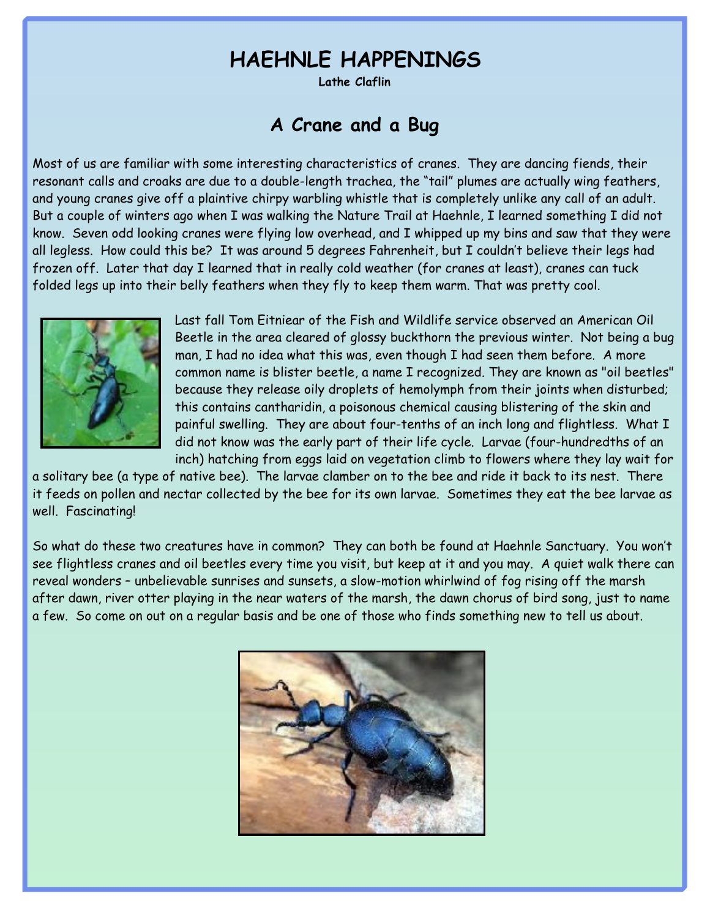# HAEHNLE HAPPENINGS

**Lathe Claflin**

## A Crane and a Bug

Most of us are familiar with some interesting characteristics of cranes. They are dancing fiends, their resonant calls and croaks are due to a double-length trachea, the "tail" plumes are actually wing feathers, and young cranes give off a plaintive chirpy warbling whistle that is completely unlike any call of an adult. But a couple of winters ago when I was walking the Nature Trail at Haehnle, I learned something I did not know. Seven odd looking cranes were flying low overhead, and I whipped up my bins and saw that they were all legless. How could this be? It was around 5 degrees Fahrenheit, but I couldn't believe their legs had frozen off. Later that day I learned that in really cold weather (for cranes at least), cranes can tuck folded legs up into their belly feathers when they fly to keep them warm. That was pretty cool.

Last fall Tom Eitniear of the Fish and Wildlife service observed an American Oil Beetle in the area cleared of glossy buckthorn the previous winter. Not being a bug man, I had no idea what this was, even though I had seen them before. A more common name is blister beetle, a name I recognized. They are known as "oil beetles" because they release oily droplets of hemolymph from their joints when disturbed; this contains cantharidin, a poisonous chemical causing blistering of the skin and painful swelling. They are about four-tenths of an inch long and flightless. What I did not know was the early part of their life cycle. Larvae (four-hundredths of an inch) hatching from eggs laid on vegetation climb to flowers where they lay wait for a solitary bee (a type of native bee). The larvae clamber on to the bee and ride it back to its nest. There it feeds on pollen and nectar collected by the bee for its own larvae. Sometimes they eat the bee larvae as well. Fascinating!

So what do these two creatures have in common? They can both be found at Haehnle Sanctuary. You won't see flightless cranes and oil beetles every time you visit, but keep at it and you may. A quiet walk there can reveal wonders – unbelievable sunrises and sunsets, a slow-motion whirlwind of fog rising off the marsh after dawn, river otter playing in the near waters of the marsh, the dawn chorus of bird song, just to name a few. So come on out on a regular basis and be one of those who finds something new to tell us about.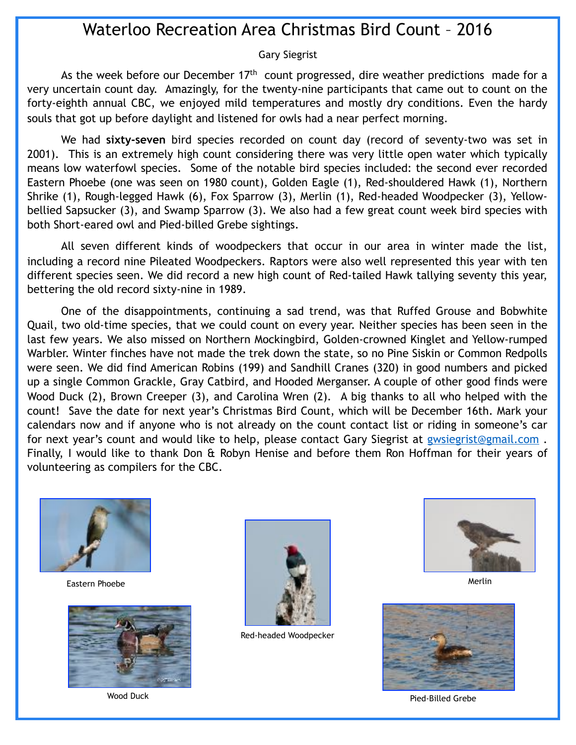# Waterloo Recreation Area Christmas Bird Count – 2016

Gary Siegrist

As the week before our December 17th count progressed, dire weather predictions made for a very uncertain count day. Amazingly, for the twenty-nine participants that came out to count on the forty-eighth annual CBC, we enjoyed mild temperatures and mostly dry conditions. Even the hardy souls that got up before daylight and listened for owls had a near perfect morning.

We had **sixty-seven** bird species recorded on count day (record of seventy-two was set in 2001). This is an extremely high count considering there was very little open water which typically means low waterfowl species. Some of the notable bird species included: the second ever recorded Eastern Phoebe (one was seen on 1980 count), Golden Eagle (1), Red-shouldered Hawk (1), Northern Shrike (1), Rough-legged Hawk (6), Fox Sparrow (3), Merlin (1), Red-headed Woodpecker (3), Yellow-bellied Sapsucker (3), and Swamp Sparrow (3). We also had a few great count week bird species with both Short-eared owl and Pied-billed Grebe sightings.

All seven different kinds of woodpeckers that occur in our area in winter made the list, including a record nine Pileated Woodpeckers. Raptors were also well represented this year with ten different species seen. We did record a new high count of Red-tailed Hawk tallying seventy this year, bettering the old record sixty-nine in 1989.

One of the disappointments, continuing a sad trend, was that Ruffed Grouse and Bobwhite Quail, two old-time species, that we could count on every year. Neither species has been seen in the last few years. We also missed on Northern Mockingbird, Golden-crowned Kinglet and Yellow-rumped Warbler. Winter finches have not made the trek down the state, so no Pine Siskin or Common Redpolls were seen. We did find American Robins (199) and Sandhill Cranes (320) in good numbers and picked up a single Common Grackle, Gray Catbird, and Hooded Merganser. A couple of other good finds were Wood Duck (2), Brown Creeper (3), and Carolina Wren (2). A big thanks to all who helped with the count! Save the date for next year's Christmas Bird Count, which will be December 16th. Mark your calendars now and if anyone who is not already on the count contact list or riding in someone's car for next year's count and would like to help, please contact Gary Siegrist at gwsiegrist@gmail.com . Finally, I would like to thank Don & Robyn Henise and before them Ron Hoffman for their years of volunteering as compilers for the CBC.

Eastern Phoebe

Red-headed Woodpecker

Merlin

Wood Duck

Pied-Billed Grebe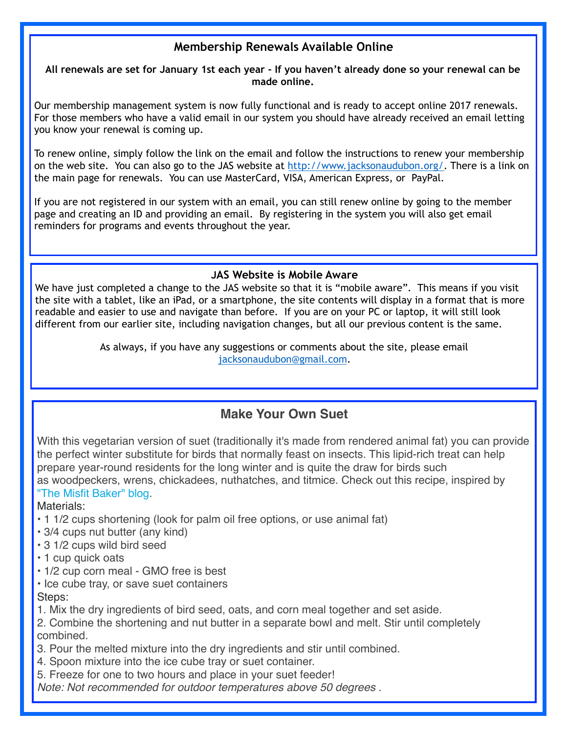## Membership Renewals Available Online

**All renewals are set for January 1st each year - If you haven't already done so your renewal can be made online.**

Our membership management system is now fully functional and is ready to accept online 2017 renewals. For those members who have a valid email in our system you should have already received an email letting you know your renewal is coming up.

To renew online, simply follow the link on the email and follow the instructions to renew your membership on the web site. You can also go to the JAS website at http://www.jacksonaudubon.org/. There is a link on the main page for renewals. You can use MasterCard, VISA, American Express, or PayPal.

If you are not registered in our system with an email, you can still renew online by going to the member page and creating an ID and providing an email. By registering in the system you will also get email reminders for programs and events throughout the year.

### JAS Website is Mobile Aware

We have just completed a change to the JAS website so that it is "mobile aware". This means if you visit the site with a tablet, like an iPad, or a smartphone, the site contents will display in a format that is more readable and easier to use and navigate than before. If you are on your PC or laptop, it will still look different from our earlier site, including navigation changes, but all our previous content is the same.

As always, if you have any suggestions or comments about the site, please email jacksonaudubon@gmail.com.

## Make Your Own Suet

With this vegetarian version of suet (traditionally it's made from rendered animal fat) you can provide the perfect winter substitute for birds that normally feast on insects. This lipid-rich treat can help prepare year-round residents for the long winter and is quite the draw for birds such as woodpeckers, wrens, chickadees, nuthatches, and titmice. Check out this recipe, inspired by "The Misfit Baker" blog.

Materials:

- 1 1/2 cups shortening (look for palm oil free options, or use animal fat)
- 3/4 cups nut butter (any kind)
- 3 1/2 cups wild bird seed
- 1 cup quick oats
- 1/2 cup corn meal - GMO free is best
- Ice cube tray, or save suet containers

Steps:

1. Mix the dry ingredients of bird seed, oats, and corn meal together and set aside.
2. Combine the shortening and nut butter in a separate bowl and melt. Stir until completely combined.
3. Pour the melted mixture into the dry ingredients and stir until combined.
4. Spoon mixture into the ice cube tray or suet container.
5. Freeze for one to two hours and place in your suet feeder!

*Note: Not recommended for outdoor temperatures above 50 degrees .*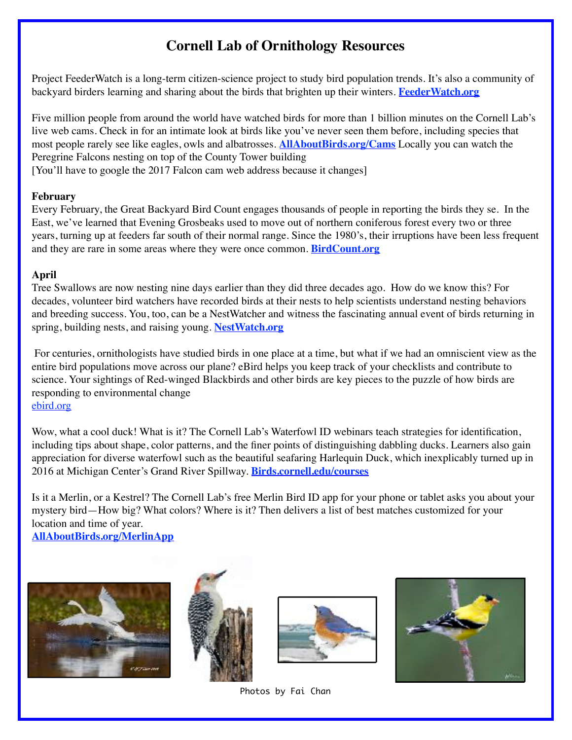# Cornell Lab of Ornithology Resources

Project FeederWatch is a long-term citizen-science project to study bird population trends. It's also a community of backyard birders learning and sharing about the birds that brighten up their winters. **FeederWatch.org**

Five million people from around the world have watched birds for more than 1 billion minutes on the Cornell Lab's live web cams. Check in for an intimate look at birds like you've never seen them before, including species that most people rarely see like eagles, owls and albatrosses. **AllAboutBirds.org/Cams** Locally you can watch the Peregrine Falcons nesting on top of the County Tower building
[You'll have to google the 2017 Falcon cam web address because it changes]

**February**
Every February, the Great Backyard Bird Count engages thousands of people in reporting the birds they se. In the East, we've learned that Evening Grosbeaks used to move out of northern coniferous forest every two or three years, turning up at feeders far south of their normal range. Since the 1980's, their irruptions have been less frequent and they are rare in some areas where they were once common. **BirdCount.org**

**April**
Tree Swallows are now nesting nine days earlier than they did three decades ago. How do we know this? For decades, volunteer bird watchers have recorded birds at their nests to help scientists understand nesting behaviors and breeding success. You, too, can be a NestWatcher and witness the fascinating annual event of birds returning in spring, building nests, and raising young. **NestWatch.org**

For centuries, ornithologists have studied birds in one place at a time, but what if we had an omniscient view as the entire bird populations move across our plane? eBird helps you keep track of your checklists and contribute to science. Your sightings of Red-winged Blackbirds and other birds are key pieces to the puzzle of how birds are responding to environmental change
ebird.org

Wow, what a cool duck! What is it? The Cornell Lab's Waterfowl ID webinars teach strategies for identification, including tips about shape, color patterns, and the finer points of distinguishing dabbling ducks. Learners also gain appreciation for diverse waterfowl such as the beautiful seafaring Harlequin Duck, which inexplicably turned up in 2016 at Michigan Center's Grand River Spillway. **Birds.cornell.edu/courses**

Is it a Merlin, or a Kestrel? The Cornell Lab's free Merlin Bird ID app for your phone or tablet asks you about your mystery bird—How big? What colors? Where is it? Then delivers a list of best matches customized for your location and time of year.
**AllAboutBirds.org/MerlinApp**

Photos by Fai Chan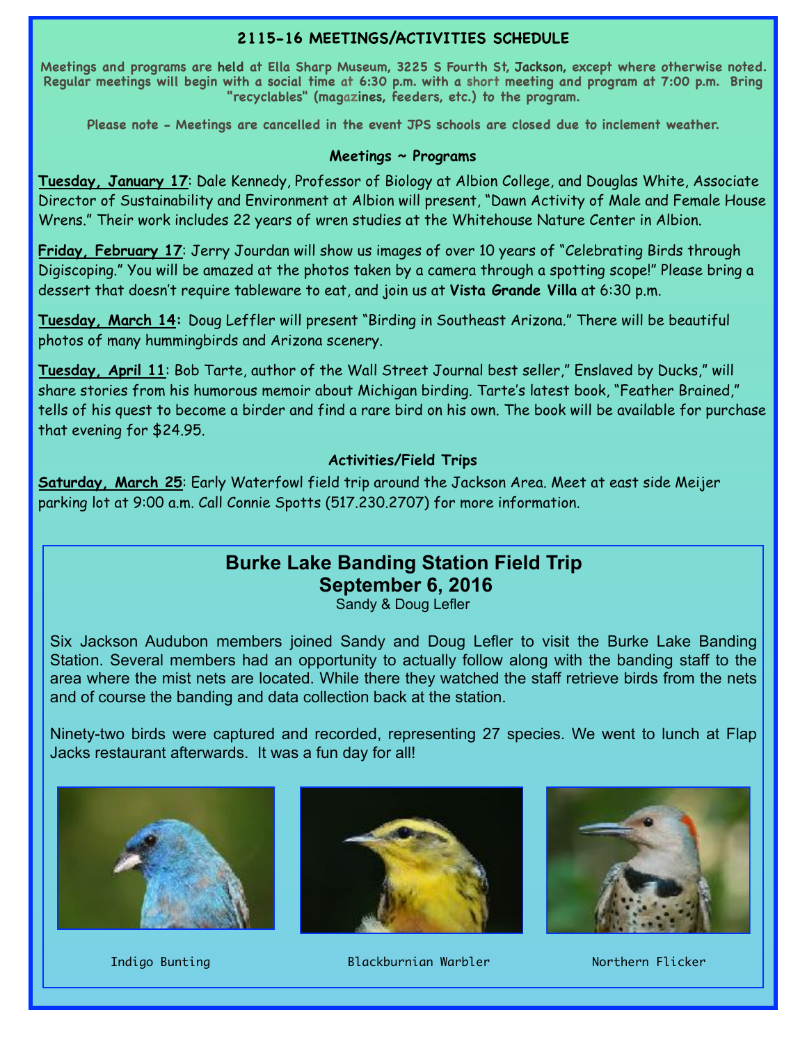## 2115-16 MEETINGS/ACTIVITIES SCHEDULE

**Meetings and programs are held at Ella Sharp Museum, 3225 S Fourth St, Jackson, except where otherwise noted. Regular meetings will begin with a social time at 6:30 p.m. with a short meeting and program at 7:00 p.m. Bring "recyclables" (magazines, feeders, etc.) to the program.**

**Please note - Meetings are cancelled in the event JPS schools are closed due to inclement weather.**

### Meetings ~ Programs

**Tuesday, January 17**: Dale Kennedy, Professor of Biology at Albion College, and Douglas White, Associate Director of Sustainability and Environment at Albion will present, "Dawn Activity of Male and Female House Wrens." Their work includes 22 years of wren studies at the Whitehouse Nature Center in Albion.

**Friday, February 17**: Jerry Jourdan will show us images of over 10 years of "Celebrating Birds through Digiscoping." You will be amazed at the photos taken by a camera through a spotting scope!" Please bring a dessert that doesn't require tableware to eat, and join us at **Vista Grande Villa** at 6:30 p.m.

**Tuesday, March 14:** Doug Leffler will present "Birding in Southeast Arizona." There will be beautiful photos of many hummingbirds and Arizona scenery.

**Tuesday, April 11**: Bob Tarte, author of the Wall Street Journal best seller," Enslaved by Ducks," will share stories from his humorous memoir about Michigan birding. Tarte's latest book, "Feather Brained," tells of his quest to become a birder and find a rare bird on his own. The book will be available for purchase that evening for $24.95.

### Activities/Field Trips

**Saturday, March 25**: Early Waterfowl field trip around the Jackson Area. Meet at east side Meijer parking lot at 9:00 a.m. Call Connie Spotts (517.230.2707) for more information.

## Burke Lake Banding Station Field Trip
## September 6, 2016

Sandy & Doug Lefler

Six Jackson Audubon members joined Sandy and Doug Lefler to visit the Burke Lake Banding Station. Several members had an opportunity to actually follow along with the banding staff to the area where the mist nets are located. While there they watched the staff retrieve birds from the nets and of course the banding and data collection back at the station.

Ninety-two birds were captured and recorded, representing 27 species. We went to lunch at Flap Jacks restaurant afterwards. It was a fun day for all!

Indigo Bunting

Blackburnian Warbler

Northern Flicker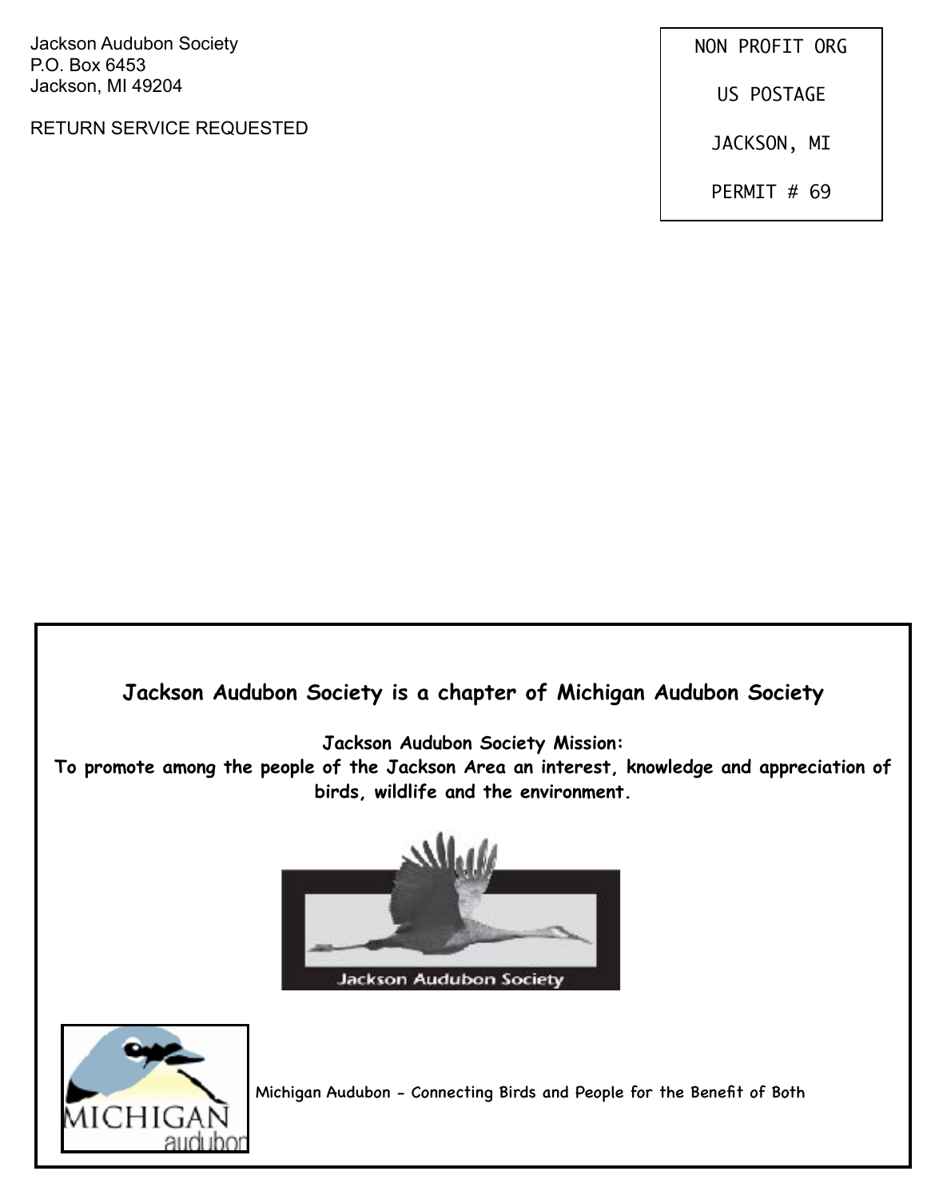Jackson Audubon Society
P.O. Box 6453
Jackson, MI 49204

RETURN SERVICE REQUESTED

NON PROFIT ORG

US POSTAGE

JACKSON, MI

PERMIT # 69

**Jackson Audubon Society is a chapter of Michigan Audubon Society**

**Jackson Audubon Society Mission:**
**To promote among the people of the Jackson Area an interest, knowledge and appreciation of birds, wildlife and the environment.**

Jackson Audubon Society

MICHIGAN audubon

Michigan Audubon - Connecting Birds and People for the Benefit of Both